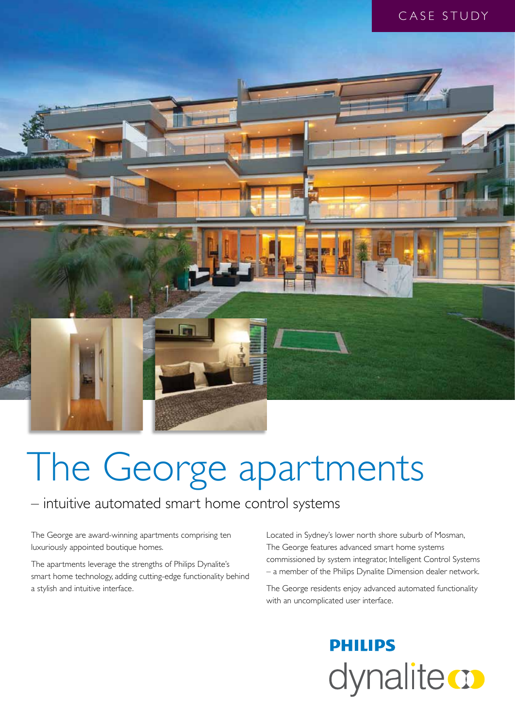CASE STUDY

# The George apartments

## – intuitive automated smart home control systems

The George are award-winning apartments comprising ten luxuriously appointed boutique homes.

The apartments leverage the strengths of Philips Dynalite's smart home technology, adding cutting-edge functionality behind a stylish and intuitive interface.

Located in Sydney's lower north shore suburb of Mosman, The George features advanced smart home systems commissioned by system integrator, Intelligent Control Systems – a member of the Philips Dynalite Dimension dealer network.

The George residents enjoy advanced automated functionality with an uncomplicated user interface.

PHILIPS
dynalite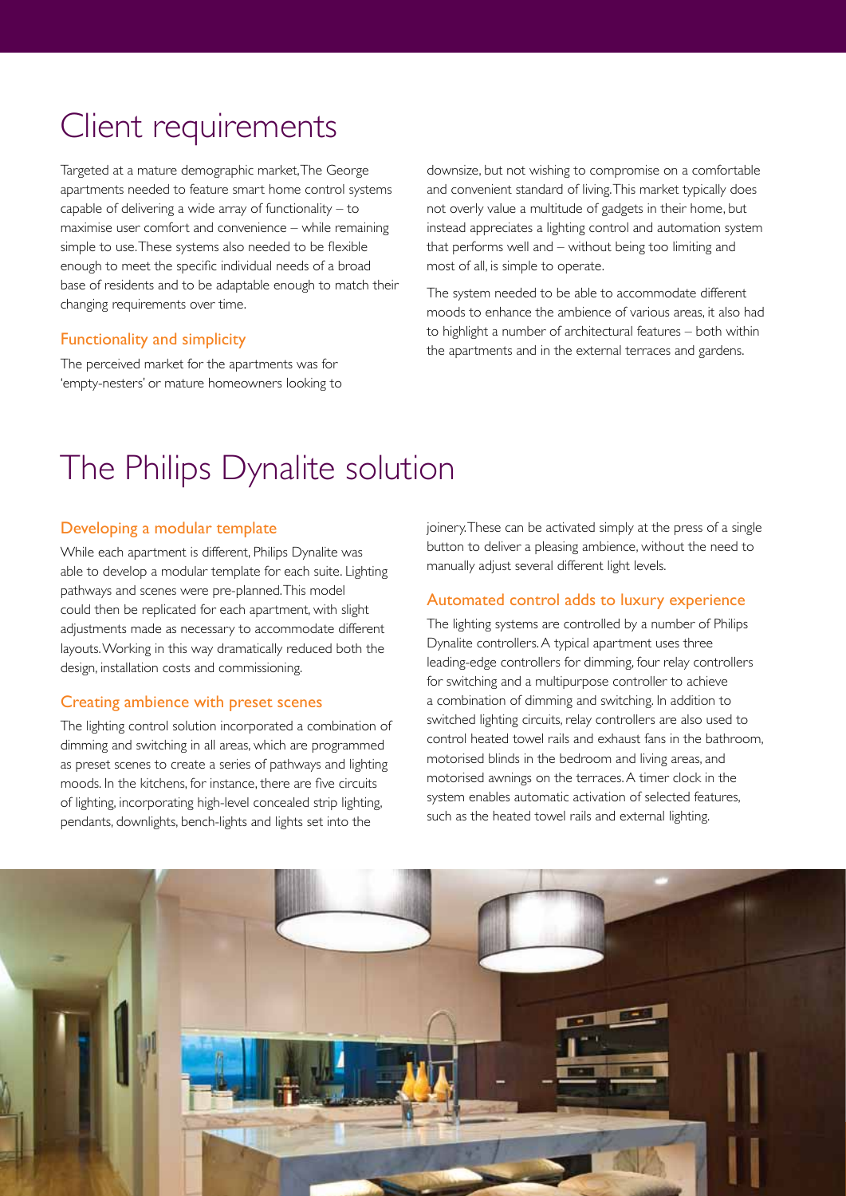# Client requirements

Targeted at a mature demographic market, The George apartments needed to feature smart home control systems capable of delivering a wide array of functionality – to maximise user comfort and convenience – while remaining simple to use. These systems also needed to be flexible enough to meet the specific individual needs of a broad base of residents and to be adaptable enough to match their changing requirements over time.

### Functionality and simplicity

The perceived market for the apartments was for 'empty-nesters' or mature homeowners looking to downsize, but not wishing to compromise on a comfortable and convenient standard of living. This market typically does not overly value a multitude of gadgets in their home, but instead appreciates a lighting control and automation system that performs well and – without being too limiting and most of all, is simple to operate.

The system needed to be able to accommodate different moods to enhance the ambience of various areas, it also had to highlight a number of architectural features – both within the apartments and in the external terraces and gardens.

# The Philips Dynalite solution

### Developing a modular template

While each apartment is different, Philips Dynalite was able to develop a modular template for each suite. Lighting pathways and scenes were pre-planned. This model could then be replicated for each apartment, with slight adjustments made as necessary to accommodate different layouts. Working in this way dramatically reduced both the design, installation costs and commissioning.

### Creating ambience with preset scenes

The lighting control solution incorporated a combination of dimming and switching in all areas, which are programmed as preset scenes to create a series of pathways and lighting moods. In the kitchens, for instance, there are five circuits of lighting, incorporating high-level concealed strip lighting, pendants, downlights, bench-lights and lights set into the joinery. These can be activated simply at the press of a single button to deliver a pleasing ambience, without the need to manually adjust several different light levels.

### Automated control adds to luxury experience

The lighting systems are controlled by a number of Philips Dynalite controllers. A typical apartment uses three leading-edge controllers for dimming, four relay controllers for switching and a multipurpose controller to achieve a combination of dimming and switching. In addition to switched lighting circuits, relay controllers are also used to control heated towel rails and exhaust fans in the bathroom, motorised blinds in the bedroom and living areas, and motorised awnings on the terraces. A timer clock in the system enables automatic activation of selected features, such as the heated towel rails and external lighting.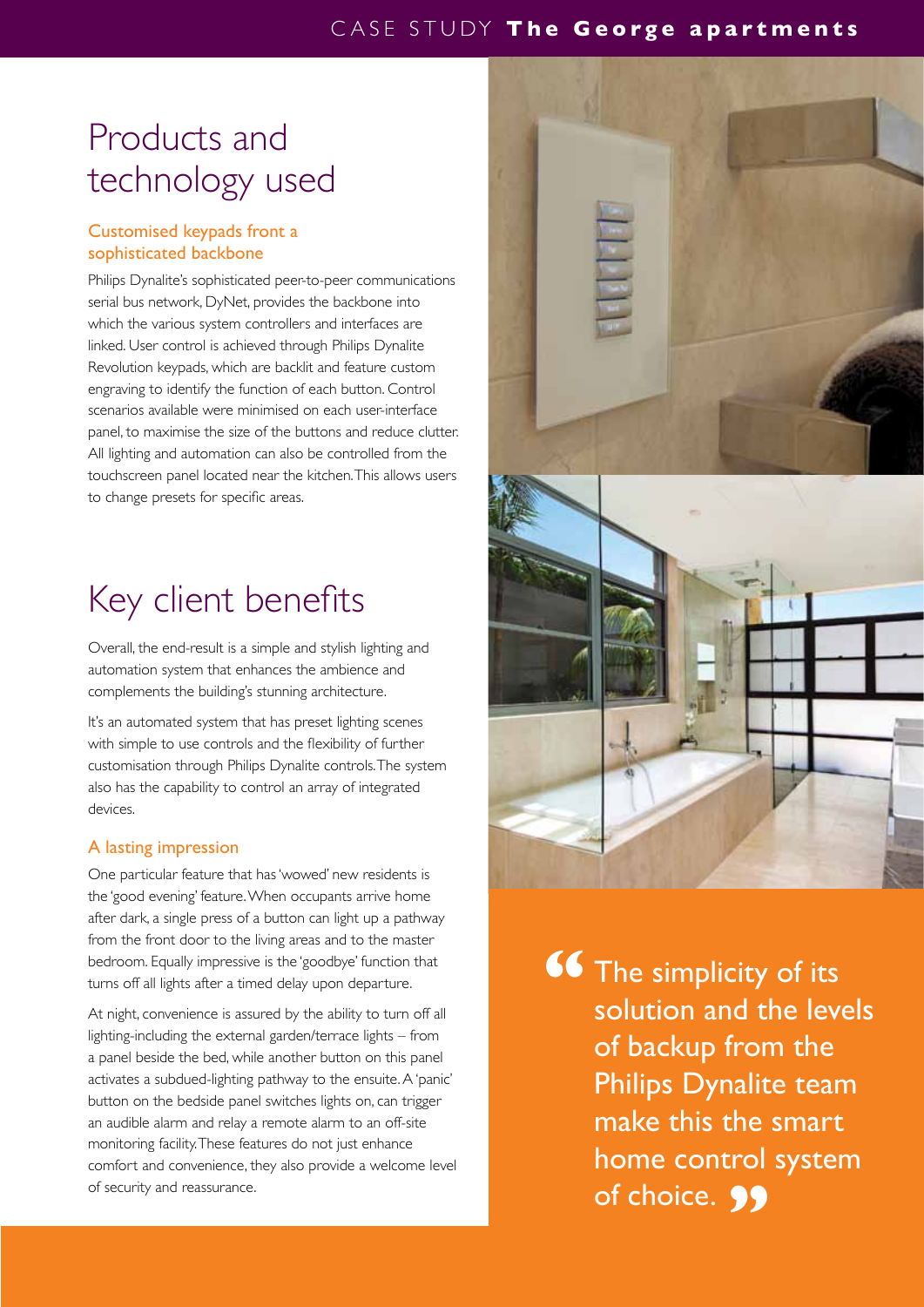# Products and technology used

### Customised keypads front a sophisticated backbone

Philips Dynalite's sophisticated peer-to-peer communications serial bus network, DyNet, provides the backbone into which the various system controllers and interfaces are linked. User control is achieved through Philips Dynalite Revolution keypads, which are backlit and feature custom engraving to identify the function of each button. Control scenarios available were minimised on each user-interface panel, to maximise the size of the buttons and reduce clutter. All lighting and automation can also be controlled from the touchscreen panel located near the kitchen. This allows users to change presets for specific areas.

# Key client benefits

Overall, the end-result is a simple and stylish lighting and automation system that enhances the ambience and complements the building's stunning architecture.

It's an automated system that has preset lighting scenes with simple to use controls and the flexibility of further customisation through Philips Dynalite controls. The system also has the capability to control an array of integrated devices.

### A lasting impression

One particular feature that has 'wowed' new residents is the 'good evening' feature. When occupants arrive home after dark, a single press of a button can light up a pathway from the front door to the living areas and to the master bedroom. Equally impressive is the 'goodbye' function that turns off all lights after a timed delay upon departure.

At night, convenience is assured by the ability to turn off all lighting-including the external garden/terrace lights – from a panel beside the bed, while another button on this panel activates a subdued-lighting pathway to the ensuite. A 'panic' button on the bedside panel switches lights on, can trigger an audible alarm and relay a remote alarm to an off-site monitoring facility. These features do not just enhance comfort and convenience, they also provide a welcome level of security and reassurance.

> "The simplicity of its solution and the levels of backup from the Philips Dynalite team make this the smart home control system of choice."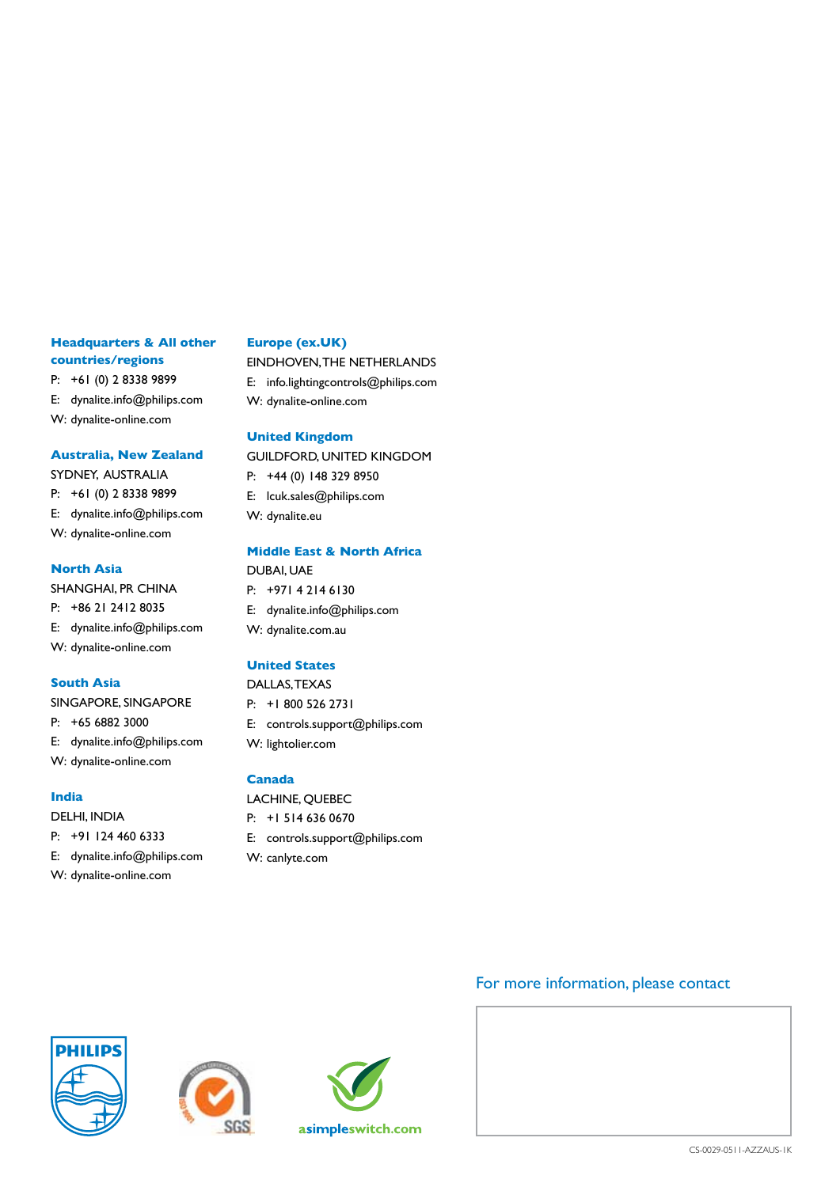### Headquarters & All other countries/regions

P: +61 (0) 2 8338 9899
E: dynalite.info@philips.com
W: dynalite-online.com

### Australia, New Zealand

SYDNEY, AUSTRALIA
P: +61 (0) 2 8338 9899
E: dynalite.info@philips.com
W: dynalite-online.com

### North Asia

SHANGHAI, PR CHINA
P: +86 21 2412 8035
E: dynalite.info@philips.com
W: dynalite-online.com

### South Asia

SINGAPORE, SINGAPORE
P: +65 6882 3000
E: dynalite.info@philips.com
W: dynalite-online.com

### India

DELHI, INDIA
P: +91 124 460 6333
E: dynalite.info@philips.com
W: dynalite-online.com

### Europe (ex.UK)

EINDHOVEN, THE NETHERLANDS
E: info.lightingcontrols@philips.com
W: dynalite-online.com

### United Kingdom

GUILDFORD, UNITED KINGDOM
P: +44 (0) 148 329 8950
E: lcuk.sales@philips.com
W: dynalite.eu

### Middle East & North Africa

DUBAI, UAE
P: +971 4 214 6130
E: dynalite.info@philips.com
W: dynalite.com.au

### United States

DALLAS, TEXAS
P: +1 800 526 2731
E: controls.support@philips.com
W: lightolier.com

### Canada

LACHINE, QUEBEC
P: +1 514 636 0670
E: controls.support@philips.com
W: canlyte.com

PHILIPS

asimpleswitch.com

For more information, please contact

CS-0029-0511-AZZAUS-1K